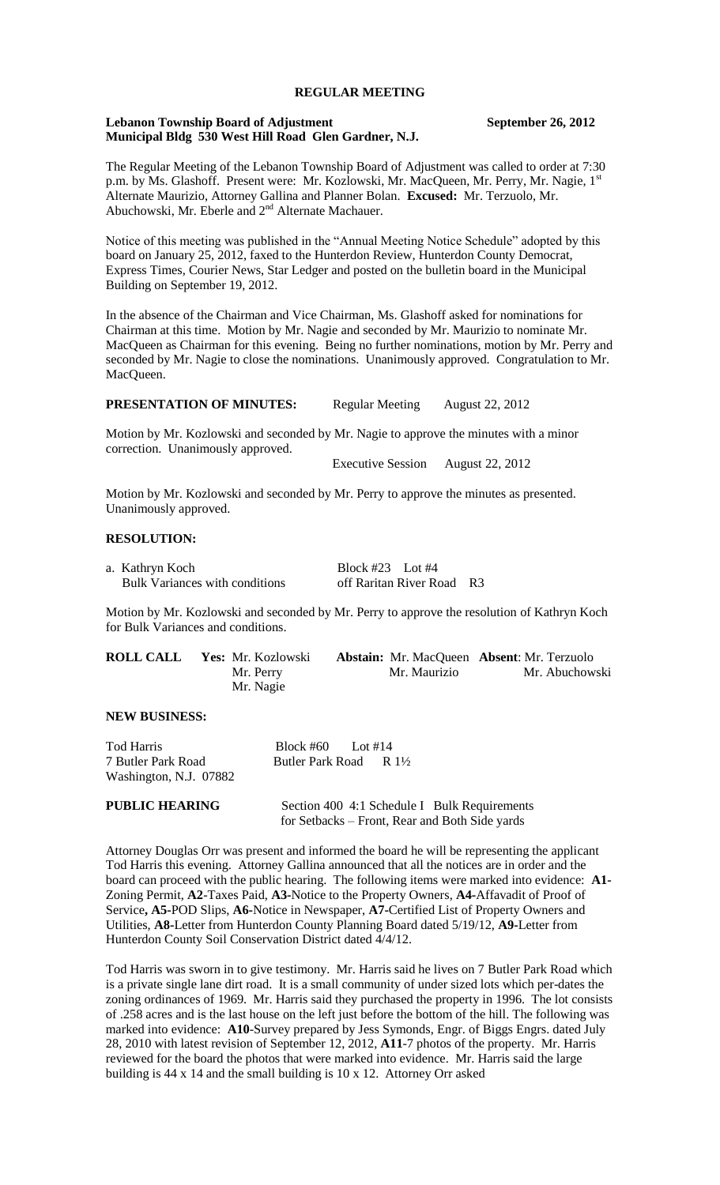# REGULAR MEETING

**Lebanon Township Board of Adjustment** **September 26, 2012**
**Municipal Bldg 530 West Hill Road Glen Gardner, N.J.**

The Regular Meeting of the Lebanon Township Board of Adjustment was called to order at 7:30 p.m. by Ms. Glashoff. Present were: Mr. Kozlowski, Mr. MacQueen, Mr. Perry, Mr. Nagie, 1st Alternate Maurizio, Attorney Gallina and Planner Bolan. **Excused:** Mr. Terzuolo, Mr. Abuchowski, Mr. Eberle and 2nd Alternate Machauer.

Notice of this meeting was published in the "Annual Meeting Notice Schedule" adopted by this board on January 25, 2012, faxed to the Hunterdon Review, Hunterdon County Democrat, Express Times, Courier News, Star Ledger and posted on the bulletin board in the Municipal Building on September 19, 2012.

In the absence of the Chairman and Vice Chairman, Ms. Glashoff asked for nominations for Chairman at this time. Motion by Mr. Nagie and seconded by Mr. Maurizio to nominate Mr. MacQueen as Chairman for this evening. Being no further nominations, motion by Mr. Perry and seconded by Mr. Nagie to close the nominations. Unanimously approved. Congratulation to Mr. MacQueen.

**PRESENTATION OF MINUTES:** Regular Meeting August 22, 2012

Motion by Mr. Kozlowski and seconded by Mr. Nagie to approve the minutes with a minor correction. Unanimously approved.

Executive Session August 22, 2012

Motion by Mr. Kozlowski and seconded by Mr. Perry to approve the minutes as presented. Unanimously approved.

**RESOLUTION:**

a. Kathryn Koch — Block #23 Lot #4
Bulk Variances with conditions — off Raritan River Road R3

Motion by Mr. Kozlowski and seconded by Mr. Perry to approve the resolution of Kathryn Koch for Bulk Variances and conditions.

**ROLL CALL** **Yes:** Mr. Kozlowski, Mr. Perry, Mr. Nagie **Abstain:** Mr. MacQueen, Mr. Maurizio **Absent**: Mr. Terzuolo, Mr. Abuchowski

**NEW BUSINESS:**

Tod Harris — Block #60 Lot #14
7 Butler Park Road — Butler Park Road R 1½
Washington, N.J. 07882

**PUBLIC HEARING** — Section 400 4:1 Schedule I Bulk Requirements for Setbacks – Front, Rear and Both Side yards

Attorney Douglas Orr was present and informed the board he will be representing the applicant Tod Harris this evening. Attorney Gallina announced that all the notices are in order and the board can proceed with the public hearing. The following items were marked into evidence: **A1**-Zoning Permit, **A2**-Taxes Paid, **A3**-Notice to the Property Owners, **A4**-Affavadit of Proof of Service**, A5**-POD Slips, **A6**-Notice in Newspaper, **A7**-Certified List of Property Owners and Utilities, **A8**-Letter from Hunterdon County Planning Board dated 5/19/12, **A9**-Letter from Hunterdon County Soil Conservation District dated 4/4/12.

Tod Harris was sworn in to give testimony. Mr. Harris said he lives on 7 Butler Park Road which is a private single lane dirt road. It is a small community of under sized lots which per-dates the zoning ordinances of 1969. Mr. Harris said they purchased the property in 1996. The lot consists of .258 acres and is the last house on the left just before the bottom of the hill. The following was marked into evidence: **A10**-Survey prepared by Jess Symonds, Engr. of Biggs Engrs. dated July 28, 2010 with latest revision of September 12, 2012, **A11**-7 photos of the property. Mr. Harris reviewed for the board the photos that were marked into evidence. Mr. Harris said the large building is 44 x 14 and the small building is 10 x 12. Attorney Orr asked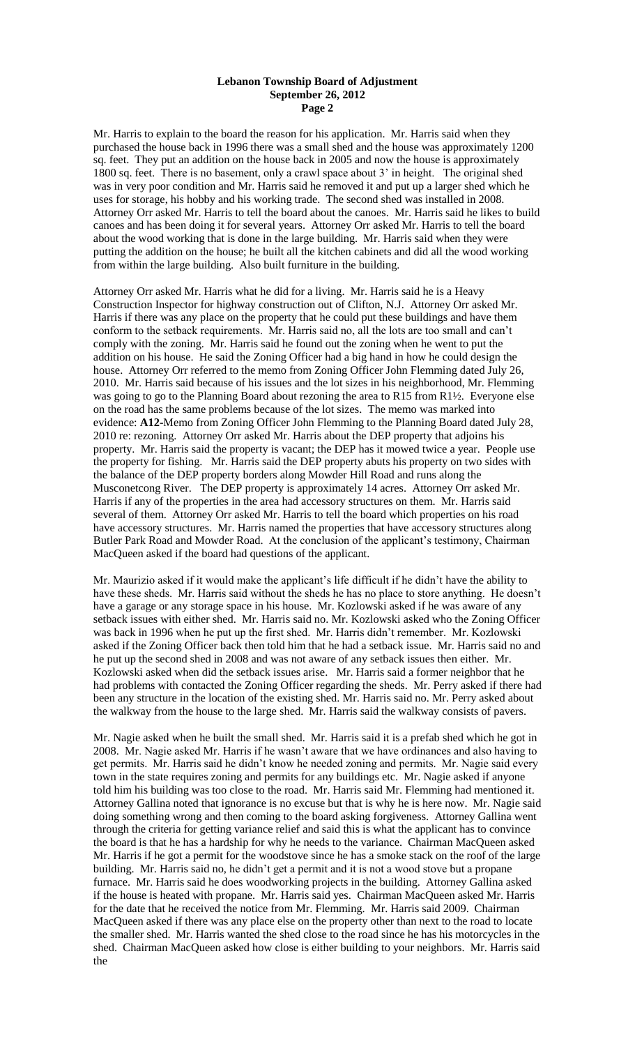Mr. Harris to explain to the board the reason for his application. Mr. Harris said when they purchased the house back in 1996 there was a small shed and the house was approximately 1200 sq. feet. They put an addition on the house back in 2005 and now the house is approximately 1800 sq. feet. There is no basement, only a crawl space about 3' in height. The original shed was in very poor condition and Mr. Harris said he removed it and put up a larger shed which he uses for storage, his hobby and his working trade. The second shed was installed in 2008. Attorney Orr asked Mr. Harris to tell the board about the canoes. Mr. Harris said he likes to build canoes and has been doing it for several years. Attorney Orr asked Mr. Harris to tell the board about the wood working that is done in the large building. Mr. Harris said when they were putting the addition on the house; he built all the kitchen cabinets and did all the wood working from within the large building. Also built furniture in the building.

Attorney Orr asked Mr. Harris what he did for a living. Mr. Harris said he is a Heavy Construction Inspector for highway construction out of Clifton, N.J. Attorney Orr asked Mr. Harris if there was any place on the property that he could put these buildings and have them conform to the setback requirements. Mr. Harris said no, all the lots are too small and can't comply with the zoning. Mr. Harris said he found out the zoning when he went to put the addition on his house. He said the Zoning Officer had a big hand in how he could design the house. Attorney Orr referred to the memo from Zoning Officer John Flemming dated July 26, 2010. Mr. Harris said because of his issues and the lot sizes in his neighborhood, Mr. Flemming was going to go to the Planning Board about rezoning the area to R15 from R1½. Everyone else on the road has the same problems because of the lot sizes. The memo was marked into evidence: **A12**-Memo from Zoning Officer John Flemming to the Planning Board dated July 28, 2010 re: rezoning. Attorney Orr asked Mr. Harris about the DEP property that adjoins his property. Mr. Harris said the property is vacant; the DEP has it mowed twice a year. People use the property for fishing. Mr. Harris said the DEP property abuts his property on two sides with the balance of the DEP property borders along Mowder Hill Road and runs along the Musconetcong River. The DEP property is approximately 14 acres. Attorney Orr asked Mr. Harris if any of the properties in the area had accessory structures on them. Mr. Harris said several of them. Attorney Orr asked Mr. Harris to tell the board which properties on his road have accessory structures. Mr. Harris named the properties that have accessory structures along Butler Park Road and Mowder Road. At the conclusion of the applicant's testimony, Chairman MacQueen asked if the board had questions of the applicant.

Mr. Maurizio asked if it would make the applicant's life difficult if he didn't have the ability to have these sheds. Mr. Harris said without the sheds he has no place to store anything. He doesn't have a garage or any storage space in his house. Mr. Kozlowski asked if he was aware of any setback issues with either shed. Mr. Harris said no. Mr. Kozlowski asked who the Zoning Officer was back in 1996 when he put up the first shed. Mr. Harris didn't remember. Mr. Kozlowski asked if the Zoning Officer back then told him that he had a setback issue. Mr. Harris said no and he put up the second shed in 2008 and was not aware of any setback issues then either. Mr. Kozlowski asked when did the setback issues arise. Mr. Harris said a former neighbor that he had problems with contacted the Zoning Officer regarding the sheds. Mr. Perry asked if there had been any structure in the location of the existing shed. Mr. Harris said no. Mr. Perry asked about the walkway from the house to the large shed. Mr. Harris said the walkway consists of pavers.

Mr. Nagie asked when he built the small shed. Mr. Harris said it is a prefab shed which he got in 2008. Mr. Nagie asked Mr. Harris if he wasn't aware that we have ordinances and also having to get permits. Mr. Harris said he didn't know he needed zoning and permits. Mr. Nagie said every town in the state requires zoning and permits for any buildings etc. Mr. Nagie asked if anyone told him his building was too close to the road. Mr. Harris said Mr. Flemming had mentioned it. Attorney Gallina noted that ignorance is no excuse but that is why he is here now. Mr. Nagie said doing something wrong and then coming to the board asking forgiveness. Attorney Gallina went through the criteria for getting variance relief and said this is what the applicant has to convince the board is that he has a hardship for why he needs to the variance. Chairman MacQueen asked Mr. Harris if he got a permit for the woodstove since he has a smoke stack on the roof of the large building. Mr. Harris said no, he didn't get a permit and it is not a wood stove but a propane furnace. Mr. Harris said he does woodworking projects in the building. Attorney Gallina asked if the house is heated with propane. Mr. Harris said yes. Chairman MacQueen asked Mr. Harris for the date that he received the notice from Mr. Flemming. Mr. Harris said 2009. Chairman MacQueen asked if there was any place else on the property other than next to the road to locate the smaller shed. Mr. Harris wanted the shed close to the road since he has his motorcycles in the shed. Chairman MacQueen asked how close is either building to your neighbors. Mr. Harris said the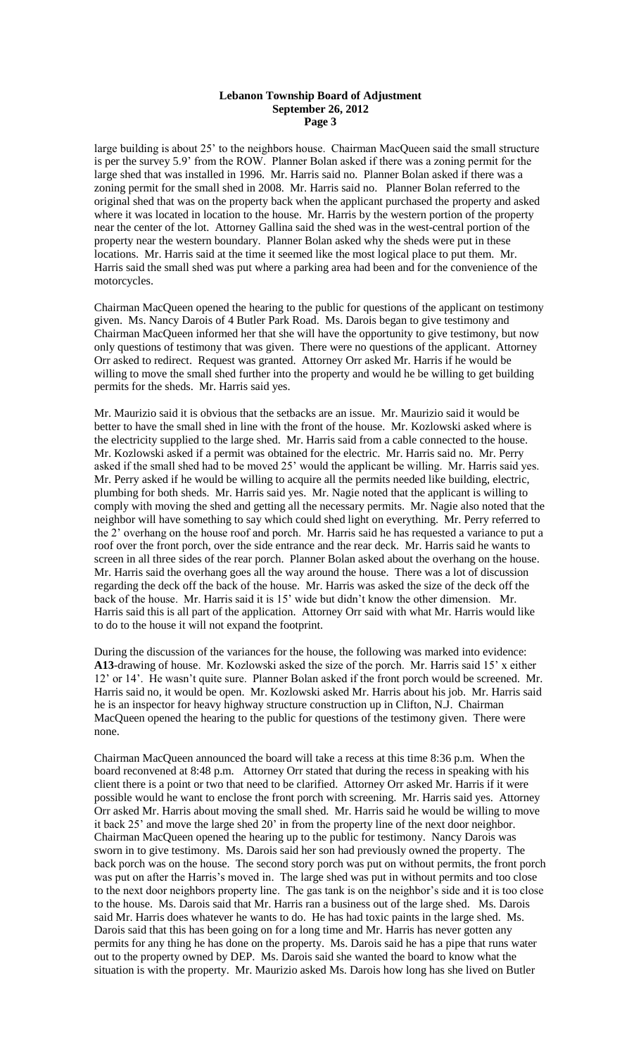large building is about 25' to the neighbors house. Chairman MacQueen said the small structure is per the survey 5.9' from the ROW. Planner Bolan asked if there was a zoning permit for the large shed that was installed in 1996. Mr. Harris said no. Planner Bolan asked if there was a zoning permit for the small shed in 2008. Mr. Harris said no. Planner Bolan referred to the original shed that was on the property back when the applicant purchased the property and asked where it was located in location to the house. Mr. Harris by the western portion of the property near the center of the lot. Attorney Gallina said the shed was in the west-central portion of the property near the western boundary. Planner Bolan asked why the sheds were put in these locations. Mr. Harris said at the time it seemed like the most logical place to put them. Mr. Harris said the small shed was put where a parking area had been and for the convenience of the motorcycles.

Chairman MacQueen opened the hearing to the public for questions of the applicant on testimony given. Ms. Nancy Darois of 4 Butler Park Road. Ms. Darois began to give testimony and Chairman MacQueen informed her that she will have the opportunity to give testimony, but now only questions of testimony that was given. There were no questions of the applicant. Attorney Orr asked to redirect. Request was granted. Attorney Orr asked Mr. Harris if he would be willing to move the small shed further into the property and would he be willing to get building permits for the sheds. Mr. Harris said yes.

Mr. Maurizio said it is obvious that the setbacks are an issue. Mr. Maurizio said it would be better to have the small shed in line with the front of the house. Mr. Kozlowski asked where is the electricity supplied to the large shed. Mr. Harris said from a cable connected to the house. Mr. Kozlowski asked if a permit was obtained for the electric. Mr. Harris said no. Mr. Perry asked if the small shed had to be moved 25' would the applicant be willing. Mr. Harris said yes. Mr. Perry asked if he would be willing to acquire all the permits needed like building, electric, plumbing for both sheds. Mr. Harris said yes. Mr. Nagie noted that the applicant is willing to comply with moving the shed and getting all the necessary permits. Mr. Nagie also noted that the neighbor will have something to say which could shed light on everything. Mr. Perry referred to the 2' overhang on the house roof and porch. Mr. Harris said he has requested a variance to put a roof over the front porch, over the side entrance and the rear deck. Mr. Harris said he wants to screen in all three sides of the rear porch. Planner Bolan asked about the overhang on the house. Mr. Harris said the overhang goes all the way around the house. There was a lot of discussion regarding the deck off the back of the house. Mr. Harris was asked the size of the deck off the back of the house. Mr. Harris said it is 15' wide but didn't know the other dimension. Mr. Harris said this is all part of the application. Attorney Orr said with what Mr. Harris would like to do to the house it will not expand the footprint.

During the discussion of the variances for the house, the following was marked into evidence: **A13**-drawing of house. Mr. Kozlowski asked the size of the porch. Mr. Harris said 15' x either 12' or 14'. He wasn't quite sure. Planner Bolan asked if the front porch would be screened. Mr. Harris said no, it would be open. Mr. Kozlowski asked Mr. Harris about his job. Mr. Harris said he is an inspector for heavy highway structure construction up in Clifton, N.J. Chairman MacQueen opened the hearing to the public for questions of the testimony given. There were none.

Chairman MacQueen announced the board will take a recess at this time 8:36 p.m. When the board reconvened at 8:48 p.m. Attorney Orr stated that during the recess in speaking with his client there is a point or two that need to be clarified. Attorney Orr asked Mr. Harris if it were possible would he want to enclose the front porch with screening. Mr. Harris said yes. Attorney Orr asked Mr. Harris about moving the small shed. Mr. Harris said he would be willing to move it back 25' and move the large shed 20' in from the property line of the next door neighbor. Chairman MacQueen opened the hearing up to the public for testimony. Nancy Darois was sworn in to give testimony. Ms. Darois said her son had previously owned the property. The back porch was on the house. The second story porch was put on without permits, the front porch was put on after the Harris's moved in. The large shed was put in without permits and too close to the next door neighbors property line. The gas tank is on the neighbor's side and it is too close to the house. Ms. Darois said that Mr. Harris ran a business out of the large shed. Ms. Darois said Mr. Harris does whatever he wants to do. He has had toxic paints in the large shed. Ms. Darois said that this has been going on for a long time and Mr. Harris has never gotten any permits for any thing he has done on the property. Ms. Darois said he has a pipe that runs water out to the property owned by DEP. Ms. Darois said she wanted the board to know what the situation is with the property. Mr. Maurizio asked Ms. Darois how long has she lived on Butler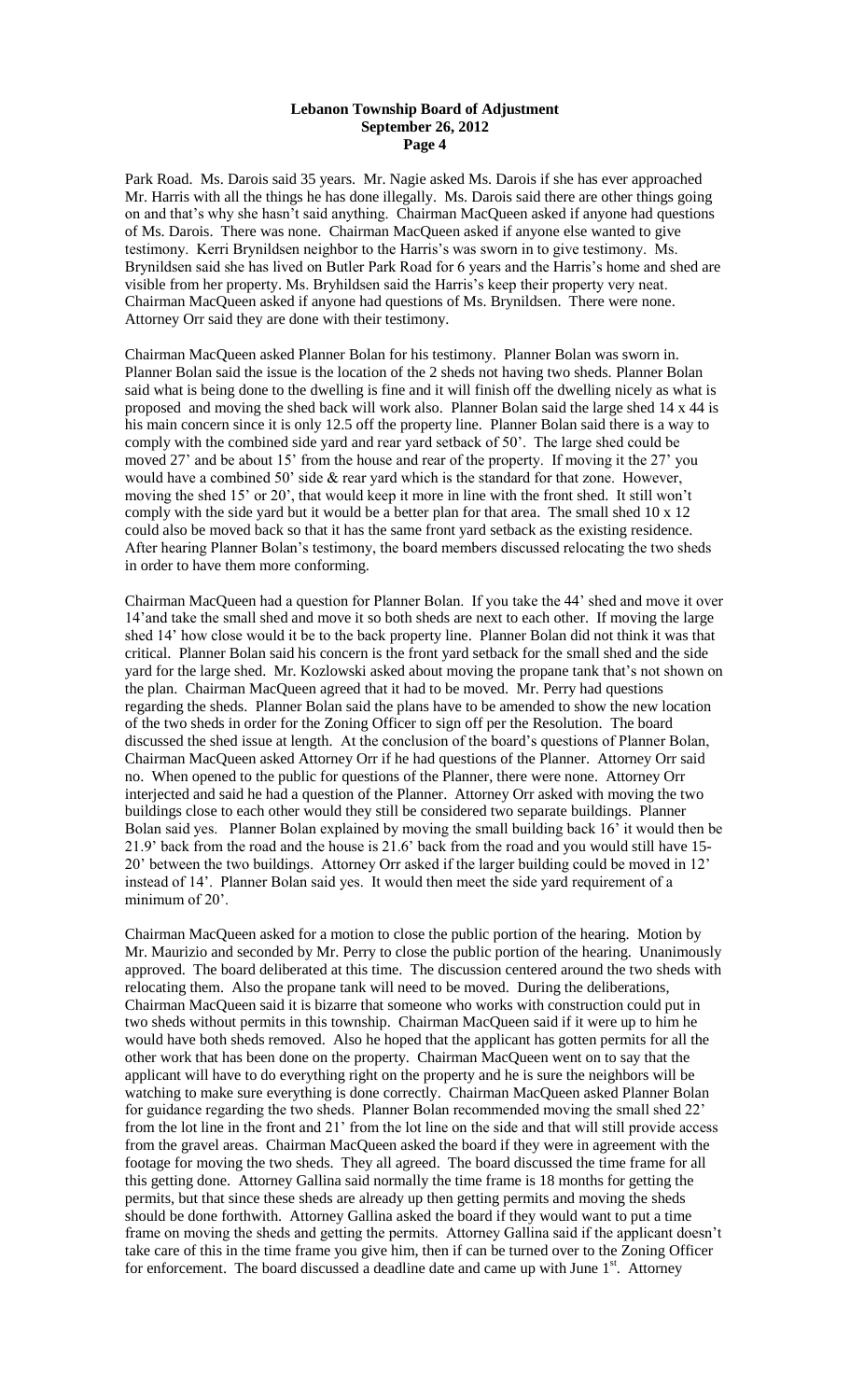Park Road. Ms. Darois said 35 years. Mr. Nagie asked Ms. Darois if she has ever approached Mr. Harris with all the things he has done illegally. Ms. Darois said there are other things going on and that's why she hasn't said anything. Chairman MacQueen asked if anyone had questions of Ms. Darois. There was none. Chairman MacQueen asked if anyone else wanted to give testimony. Kerri Brynildsen neighbor to the Harris's was sworn in to give testimony. Ms. Brynildsen said she has lived on Butler Park Road for 6 years and the Harris's home and shed are visible from her property. Ms. Bryhildsen said the Harris's keep their property very neat. Chairman MacQueen asked if anyone had questions of Ms. Brynildsen. There were none. Attorney Orr said they are done with their testimony.

Chairman MacQueen asked Planner Bolan for his testimony. Planner Bolan was sworn in. Planner Bolan said the issue is the location of the 2 sheds not having two sheds. Planner Bolan said what is being done to the dwelling is fine and it will finish off the dwelling nicely as what is proposed and moving the shed back will work also. Planner Bolan said the large shed 14 x 44 is his main concern since it is only 12.5 off the property line. Planner Bolan said there is a way to comply with the combined side yard and rear yard setback of 50'. The large shed could be moved 27' and be about 15' from the house and rear of the property. If moving it the 27' you would have a combined 50' side & rear yard which is the standard for that zone. However, moving the shed 15' or 20', that would keep it more in line with the front shed. It still won't comply with the side yard but it would be a better plan for that area. The small shed 10 x 12 could also be moved back so that it has the same front yard setback as the existing residence. After hearing Planner Bolan's testimony, the board members discussed relocating the two sheds in order to have them more conforming.

Chairman MacQueen had a question for Planner Bolan. If you take the 44' shed and move it over 14'and take the small shed and move it so both sheds are next to each other. If moving the large shed 14' how close would it be to the back property line. Planner Bolan did not think it was that critical. Planner Bolan said his concern is the front yard setback for the small shed and the side yard for the large shed. Mr. Kozlowski asked about moving the propane tank that's not shown on the plan. Chairman MacQueen agreed that it had to be moved. Mr. Perry had questions regarding the sheds. Planner Bolan said the plans have to be amended to show the new location of the two sheds in order for the Zoning Officer to sign off per the Resolution. The board discussed the shed issue at length. At the conclusion of the board's questions of Planner Bolan, Chairman MacQueen asked Attorney Orr if he had questions of the Planner. Attorney Orr said no. When opened to the public for questions of the Planner, there were none. Attorney Orr interjected and said he had a question of the Planner. Attorney Orr asked with moving the two buildings close to each other would they still be considered two separate buildings. Planner Bolan said yes. Planner Bolan explained by moving the small building back 16' it would then be 21.9' back from the road and the house is 21.6' back from the road and you would still have 15-20' between the two buildings. Attorney Orr asked if the larger building could be moved in 12' instead of 14'. Planner Bolan said yes. It would then meet the side yard requirement of a minimum of 20'.

Chairman MacQueen asked for a motion to close the public portion of the hearing. Motion by Mr. Maurizio and seconded by Mr. Perry to close the public portion of the hearing. Unanimously approved. The board deliberated at this time. The discussion centered around the two sheds with relocating them. Also the propane tank will need to be moved. During the deliberations, Chairman MacQueen said it is bizarre that someone who works with construction could put in two sheds without permits in this township. Chairman MacQueen said if it were up to him he would have both sheds removed. Also he hoped that the applicant has gotten permits for all the other work that has been done on the property. Chairman MacQueen went on to say that the applicant will have to do everything right on the property and he is sure the neighbors will be watching to make sure everything is done correctly. Chairman MacQueen asked Planner Bolan for guidance regarding the two sheds. Planner Bolan recommended moving the small shed 22' from the lot line in the front and 21' from the lot line on the side and that will still provide access from the gravel areas. Chairman MacQueen asked the board if they were in agreement with the footage for moving the two sheds. They all agreed. The board discussed the time frame for all this getting done. Attorney Gallina said normally the time frame is 18 months for getting the permits, but that since these sheds are already up then getting permits and moving the sheds should be done forthwith. Attorney Gallina asked the board if they would want to put a time frame on moving the sheds and getting the permits. Attorney Gallina said if the applicant doesn't take care of this in the time frame you give him, then if can be turned over to the Zoning Officer for enforcement. The board discussed a deadline date and came up with June 1st. Attorney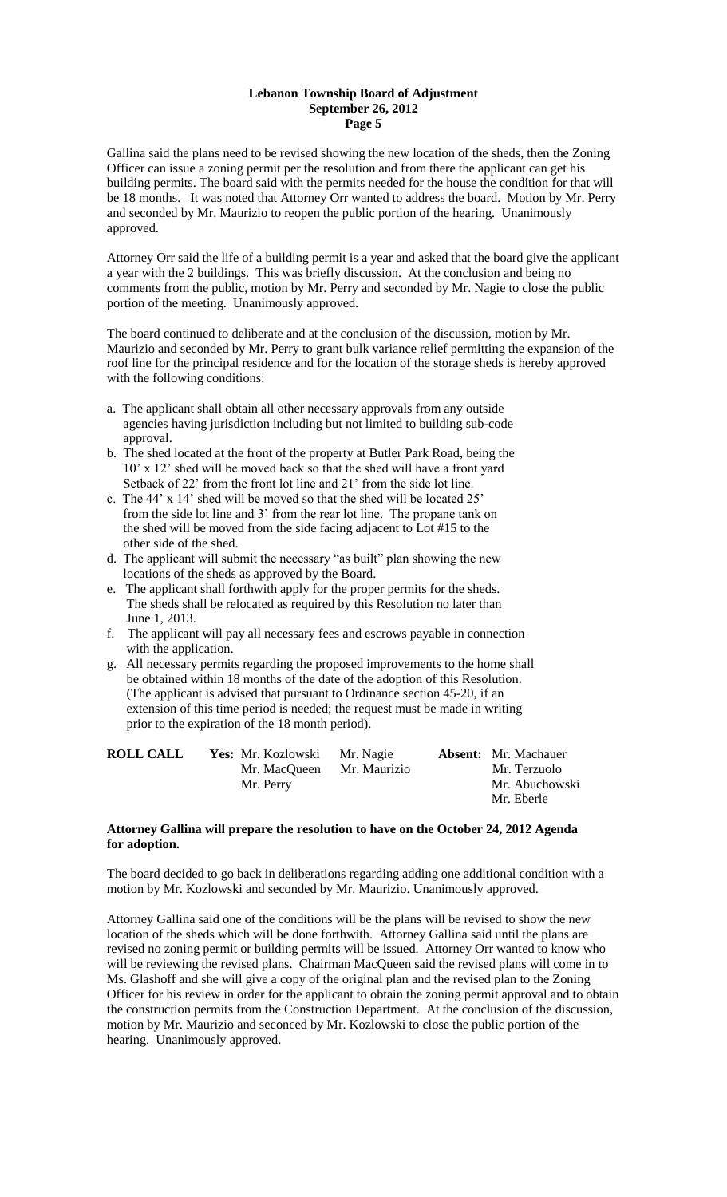Gallina said the plans need to be revised showing the new location of the sheds, then the Zoning Officer can issue a zoning permit per the resolution and from there the applicant can get his building permits. The board said with the permits needed for the house the condition for that will be 18 months. It was noted that Attorney Orr wanted to address the board. Motion by Mr. Perry and seconded by Mr. Maurizio to reopen the public portion of the hearing. Unanimously approved.

Attorney Orr said the life of a building permit is a year and asked that the board give the applicant a year with the 2 buildings. This was briefly discussion. At the conclusion and being no comments from the public, motion by Mr. Perry and seconded by Mr. Nagie to close the public portion of the meeting. Unanimously approved.

The board continued to deliberate and at the conclusion of the discussion, motion by Mr. Maurizio and seconded by Mr. Perry to grant bulk variance relief permitting the expansion of the roof line for the principal residence and for the location of the storage sheds is hereby approved with the following conditions:

a. The applicant shall obtain all other necessary approvals from any outside agencies having jurisdiction including but not limited to building sub-code approval.
b. The shed located at the front of the property at Butler Park Road, being the 10' x 12' shed will be moved back so that the shed will have a front yard Setback of 22' from the front lot line and 21' from the side lot line.
c. The 44' x 14' shed will be moved so that the shed will be located 25' from the side lot line and 3' from the rear lot line. The propane tank on the shed will be moved from the side facing adjacent to Lot #15 to the other side of the shed.
d. The applicant will submit the necessary "as built" plan showing the new locations of the sheds as approved by the Board.
e. The applicant shall forthwith apply for the proper permits for the sheds. The sheds shall be relocated as required by this Resolution no later than June 1, 2013.
f. The applicant will pay all necessary fees and escrows payable in connection with the application.
g. All necessary permits regarding the proposed improvements to the home shall be obtained within 18 months of the date of the adoption of this Resolution. (The applicant is advised that pursuant to Ordinance section 45-20, if an extension of this time period is needed; the request must be made in writing prior to the expiration of the 18 month period).

| **ROLL CALL** | **Yes:** Mr. Kozlowski | Mr. Nagie | **Absent:** Mr. Machauer |
|---|---|---|---|
| | Mr. MacQueen | Mr. Maurizio | Mr. Terzuolo |
| | Mr. Perry | | Mr. Abuchowski |
| | | | Mr. Eberle |

**Attorney Gallina will prepare the resolution to have on the October 24, 2012 Agenda for adoption.**

The board decided to go back in deliberations regarding adding one additional condition with a motion by Mr. Kozlowski and seconded by Mr. Maurizio. Unanimously approved.

Attorney Gallina said one of the conditions will be the plans will be revised to show the new location of the sheds which will be done forthwith. Attorney Gallina said until the plans are revised no zoning permit or building permits will be issued. Attorney Orr wanted to know who will be reviewing the revised plans. Chairman MacQueen said the revised plans will come in to Ms. Glashoff and she will give a copy of the original plan and the revised plan to the Zoning Officer for his review in order for the applicant to obtain the zoning permit approval and to obtain the construction permits from the Construction Department. At the conclusion of the discussion, motion by Mr. Maurizio and seconced by Mr. Kozlowski to close the public portion of the hearing. Unanimously approved.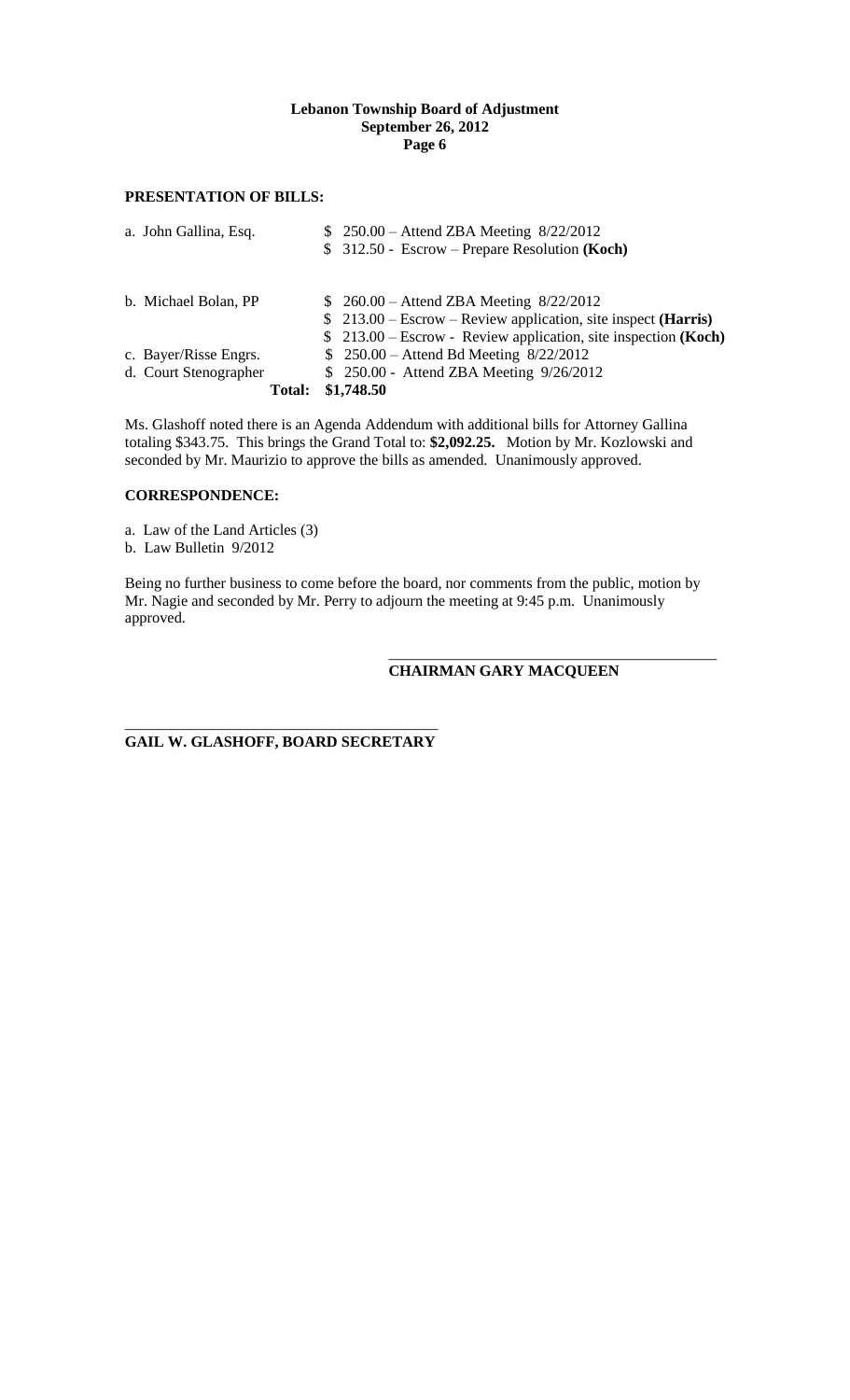**PRESENTATION OF BILLS:**

| | |
|---|---|
| a. John Gallina, Esq. | $ 250.00 – Attend ZBA Meeting 8/22/2012 |
| | $ 312.50 - Escrow – Prepare Resolution **(Koch)** |
| b. Michael Bolan, PP | $ 260.00 – Attend ZBA Meeting 8/22/2012 |
| | $ 213.00 – Escrow – Review application, site inspect **(Harris)** |
| | $ 213.00 – Escrow - Review application, site inspection **(Koch)** |
| c. Bayer/Risse Engrs. | $ 250.00 – Attend Bd Meeting 8/22/2012 |
| d. Court Stenographer | $ 250.00 - Attend ZBA Meeting 9/26/2012 |
| **Total:** | **$1,748.50** |

Ms. Glashoff noted there is an Agenda Addendum with additional bills for Attorney Gallina totaling $343.75. This brings the Grand Total to: **$2,092.25.** Motion by Mr. Kozlowski and seconded by Mr. Maurizio to approve the bills as amended. Unanimously approved.

**CORRESPONDENCE:**

a. Law of the Land Articles (3)
b. Law Bulletin 9/2012

Being no further business to come before the board, nor comments from the public, motion by Mr. Nagie and seconded by Mr. Perry to adjourn the meeting at 9:45 p.m. Unanimously approved.

\_\_\_\_\_\_\_\_\_\_\_\_\_\_\_\_\_\_\_\_\_\_\_\_\_\_\_\_\_\_\_\_\_\_\_\_\_\_\_\_\_\_\_\_

**CHAIRMAN GARY MACQUEEN**

\_\_\_\_\_\_\_\_\_\_\_\_\_\_\_\_\_\_\_\_\_\_\_\_\_\_\_\_\_\_\_\_\_\_\_\_\_\_\_\_\_\_\_\_

**GAIL W. GLASHOFF, BOARD SECRETARY**